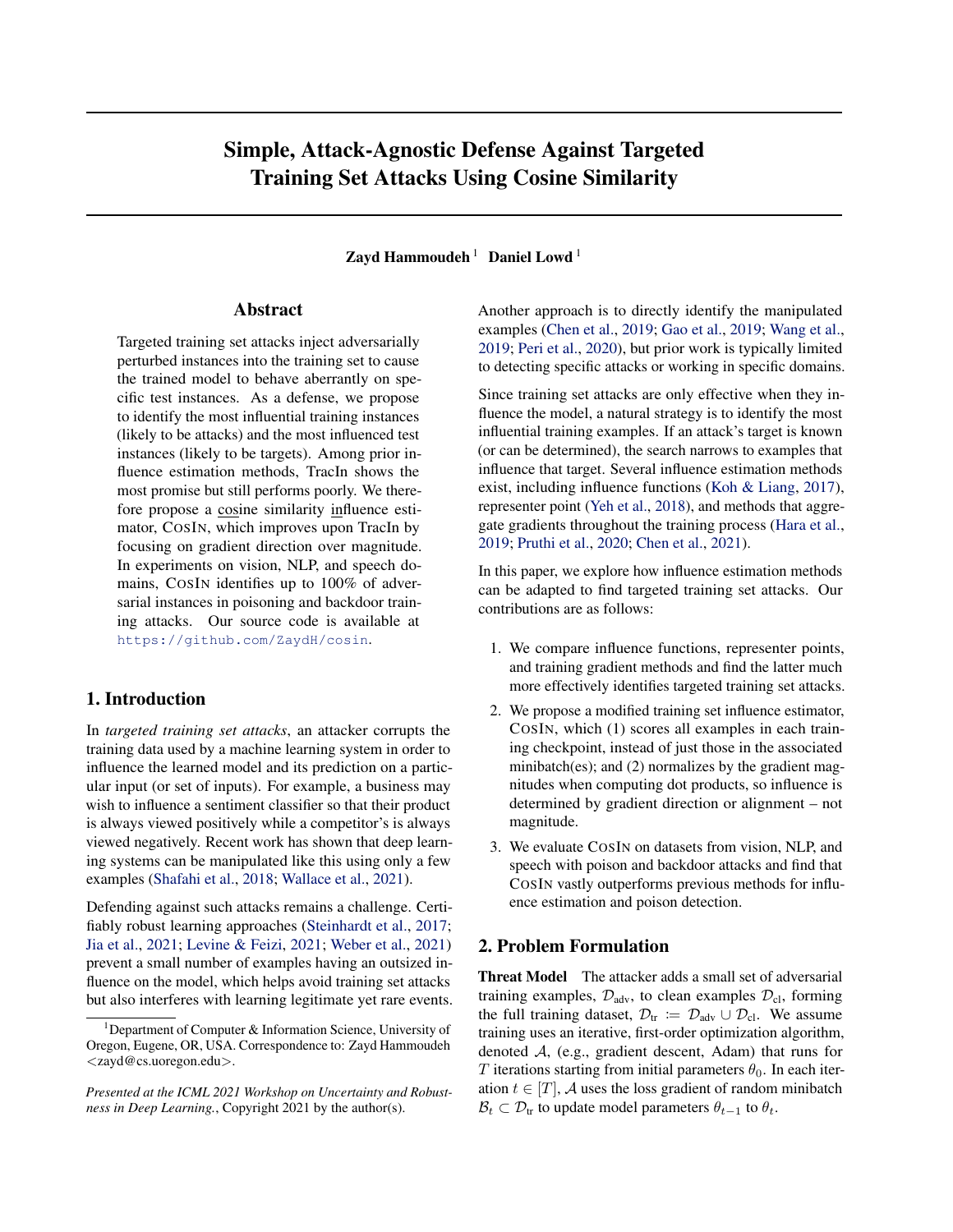# Simple, Attack-Agnostic Defense Against Targeted Training Set Attacks Using Cosine Similarity

**Zayd Hammoudeh** [1] **Daniel Lowd** [1]

## Abstract

Targeted training set attacks inject adversarially perturbed instances into the training set to cause the trained model to behave aberrantly on specific test instances. As a defense, we propose to identify the most influential training instances (likely to be attacks) and the most influenced test instances (likely to be targets). Among prior influence estimation methods, TracIn shows the most promise but still performs poorly. We therefore propose a cosine similarity influence estimator, COSIN, which improves upon TracIn by focusing on gradient direction over magnitude. In experiments on vision, NLP, and speech domains, COSIN identifies up to 100% of adversarial instances in poisoning and backdoor training attacks. Our source code is available at https://github.com/ZaydH/cosin.

## 1. Introduction

In *targeted training set attacks*, an attacker corrupts the training data used by a machine learning system in order to influence the learned model and its prediction on a particular input (or set of inputs). For example, a business may wish to influence a sentiment classifier so that their product is always viewed positively while a competitor's is always viewed negatively. Recent work has shown that deep learning systems can be manipulated like this using only a few examples (Shafahi et al., 2018; Wallace et al., 2021).

Defending against such attacks remains a challenge. Certifiably robust learning approaches (Steinhardt et al., 2017; Jia et al., 2021; Levine & Feizi, 2021; Weber et al., 2021) prevent a small number of examples having an outsized influence on the model, which helps avoid training set attacks but also interferes with learning legitimate yet rare events. Another approach is to directly identify the manipulated examples (Chen et al., 2019; Gao et al., 2019; Wang et al., 2019; Peri et al., 2020), but prior work is typically limited to detecting specific attacks or working in specific domains.

Since training set attacks are only effective when they influence the model, a natural strategy is to identify the most influential training examples. If an attack's target is known (or can be determined), the search narrows to examples that influence that target. Several influence estimation methods exist, including influence functions (Koh & Liang, 2017), representer point (Yeh et al., 2018), and methods that aggregate gradients throughout the training process (Hara et al., 2019; Pruthi et al., 2020; Chen et al., 2021).

In this paper, we explore how influence estimation methods can be adapted to find targeted training set attacks. Our contributions are as follows:

1. We compare influence functions, representer points, and training gradient methods and find the latter much more effectively identifies targeted training set attacks.
2. We propose a modified training set influence estimator, COSIN, which (1) scores all examples in each training checkpoint, instead of just those in the associated minibatch(es); and (2) normalizes by the gradient magnitudes when computing dot products, so influence is determined by gradient direction or alignment – not magnitude.
3. We evaluate COSIN on datasets from vision, NLP, and speech with poison and backdoor attacks and find that COSIN vastly outperforms previous methods for influence estimation and poison detection.

## 2. Problem Formulation

**Threat Model** The attacker adds a small set of adversarial training examples, $\mathcal{D}_{\text{adv}}$, to clean examples $\mathcal{D}_{\text{cl}}$, forming the full training dataset, $\mathcal{D}_{\text{tr}} \coloneqq \mathcal{D}_{\text{adv}} \cup \mathcal{D}_{\text{cl}}$. We assume training uses an iterative, first-order optimization algorithm, denoted $\mathcal{A}$, (e.g., gradient descent, Adam) that runs for $T$ iterations starting from initial parameters $\theta_0$. In each iteration $t \in [T]$, $\mathcal{A}$ uses the loss gradient of random minibatch $\mathcal{B}_t \subset \mathcal{D}_{\text{tr}}$ to update model parameters $\theta_{t-1}$ to $\theta_t$.

[1] Department of Computer & Information Science, University of Oregon, Eugene, OR, USA. Correspondence to: Zayd Hammoudeh <zayd@cs.uoregon.edu>.

*Presented at the ICML 2021 Workshop on Uncertainty and Robustness in Deep Learning.*, Copyright 2021 by the author(s).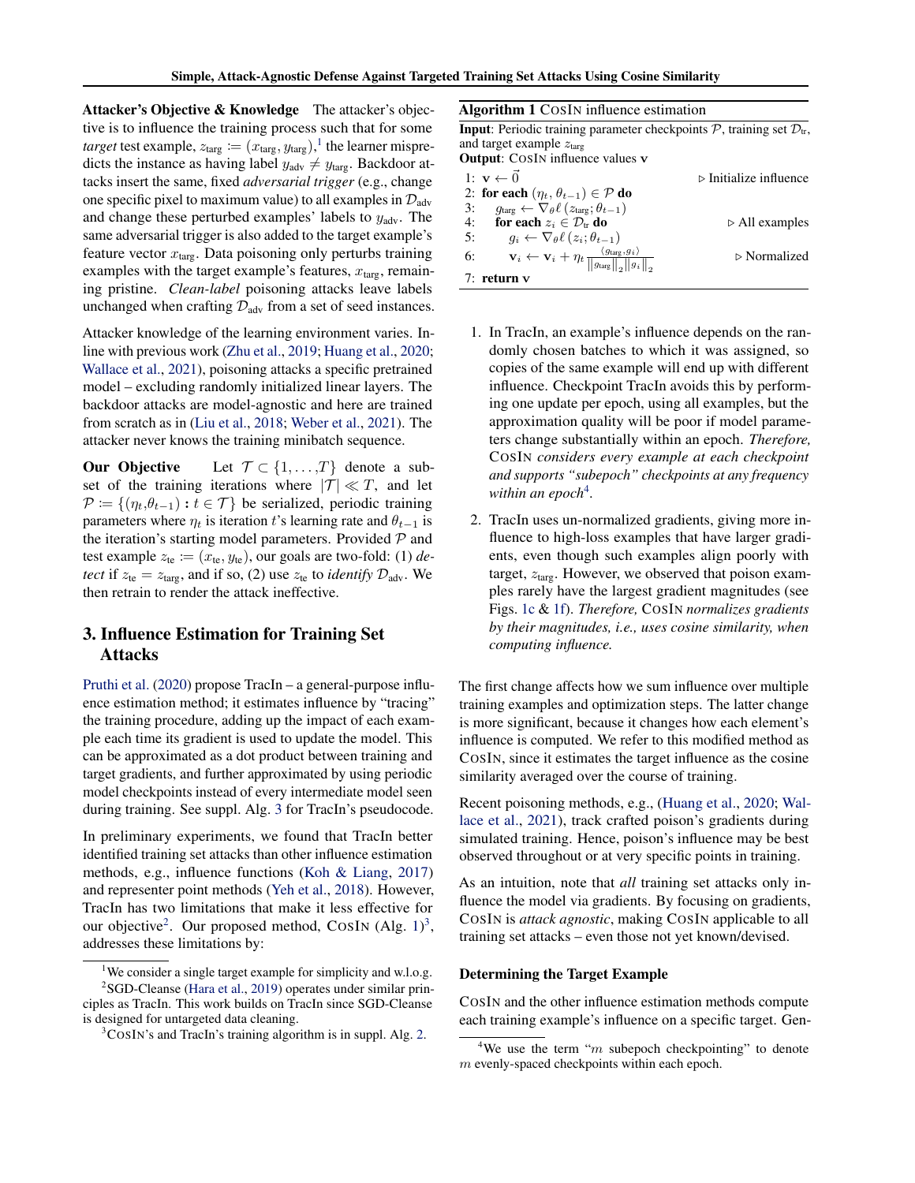**Attacker's Objective & Knowledge** The attacker's objective is to influence the training process such that for some *target* test example, $z_{\text{targ}} := (x_{\text{targ}}, y_{\text{targ}})$,[1] the learner mispredicts the instance as having label $y_{\text{adv}} \neq y_{\text{targ}}$. Backdoor attacks insert the same, fixed *adversarial trigger* (e.g., change one specific pixel to maximum value) to all examples in $\mathcal{D}_{\text{adv}}$ and change these perturbed examples' labels to $y_{\text{adv}}$. The same adversarial trigger is also added to the target example's feature vector $x_{\text{targ}}$. Data poisoning only perturbs training examples with the target example's features, $x_{\text{targ}}$, remaining pristine. *Clean-label* poisoning attacks leave labels unchanged when crafting $\mathcal{D}_{\text{adv}}$ from a set of seed instances.

Attacker knowledge of the learning environment varies. Inline with previous work (Zhu et al., 2019; Huang et al., 2020; Wallace et al., 2021), poisoning attacks a specific pretrained model – excluding randomly initialized linear layers. The backdoor attacks are model-agnostic and here are trained from scratch as in (Liu et al., 2018; Weber et al., 2021). The attacker never knows the training minibatch sequence.

**Our Objective** Let $\mathcal{T} \subset \{1, \ldots, T\}$ denote a subset of the training iterations where $|\mathcal{T}| \ll T$, and let $\mathcal{P} := \{(\eta_t, \theta_{t-1}) : t \in \mathcal{T}\}$ be serialized, periodic training parameters where $\eta_t$ is iteration $t$'s learning rate and $\theta_{t-1}$ is the iteration's starting model parameters. Provided $\mathcal{P}$ and test example $z_{\text{te}} := (x_{\text{te}}, y_{\text{te}})$, our goals are two-fold: (1) *detect* if $z_{\text{te}} = z_{\text{targ}}$, and if so, (2) use $z_{\text{te}}$ to *identify* $\mathcal{D}_{\text{adv}}$. We then retrain to render the attack ineffective.

## 3. Influence Estimation for Training Set Attacks

Pruthi et al. (2020) propose TracIn – a general-purpose influence estimation method; it estimates influence by "tracing" the training procedure, adding up the impact of each example each time its gradient is used to update the model. This can be approximated as a dot product between training and target gradients, and further approximated by using periodic model checkpoints instead of every intermediate model seen during training. See suppl. Alg. 3 for TracIn's pseudocode.

In preliminary experiments, we found that TracIn better identified training set attacks than other influence estimation methods, e.g., influence functions (Koh & Liang, 2017) and representer point methods (Yeh et al., 2018). However, TracIn has two limitations that make it less effective for our objective[2]. Our proposed method, CosIn (Alg. 1)[3], addresses these limitations by:

**Algorithm 1** CosIn influence estimation

**Input**: Periodic training parameter checkpoints $\mathcal{P}$, training set $\mathcal{D}_{\text{tr}}$, and target example $z_{\text{targ}}$
**Output**: CosIn influence values $\mathbf{v}$

```
1: v ← 0⃗                                          ▷ Initialize influence
2: for each (η_t, θ_{t-1}) ∈ P do
3:     g_targ ← ∇_θ ℓ(z_targ; θ_{t-1})
4:     for each z_i ∈ D_tr do                      ▷ All examples
5:         g_i ← ∇_θ ℓ(z_i; θ_{t-1})
6:         v_i ← v_i + η_t ⟨g_targ, g_i⟩ / (‖g_targ‖_2 ‖g_i‖_2)   ▷ Normalized
7: return v
```

1. In TracIn, an example's influence depends on the randomly chosen batches to which it was assigned, so copies of the same example will end up with different influence. Checkpoint TracIn avoids this by performing one update per epoch, using all examples, but the approximation quality will be poor if model parameters change substantially within an epoch. *Therefore,* CosIn *considers every example at each checkpoint and supports "subepoch" checkpoints at any frequency within an epoch*[4].

2. TracIn uses un-normalized gradients, giving more influence to high-loss examples that have larger gradients, even though such examples align poorly with target, $z_{\text{targ}}$. However, we observed that poison examples rarely have the largest gradient magnitudes (see Figs. 1c & 1f). *Therefore,* CosIn *normalizes gradients by their magnitudes, i.e., uses cosine similarity, when computing influence.*

The first change affects how we sum influence over multiple training examples and optimization steps. The latter change is more significant, because it changes how each element's influence is computed. We refer to this modified method as CosIn, since it estimates the target influence as the cosine similarity averaged over the course of training.

Recent poisoning methods, e.g., (Huang et al., 2020; Wallace et al., 2021), track crafted poison's gradients during simulated training. Hence, poison's influence may be best observed throughout or at very specific points in training.

As an intuition, note that *all* training set attacks only influence the model via gradients. By focusing on gradients, CosIn is *attack agnostic*, making CosIn applicable to all training set attacks – even those not yet known/devised.

### Determining the Target Example

CosIn and the other influence estimation methods compute each training example's influence on a specific target. Gen-

[1] We consider a single target example for simplicity and w.l.o.g.

[2] SGD-Cleanse (Hara et al., 2019) operates under similar principles as TracIn. This work builds on TracIn since SGD-Cleanse is designed for untargeted data cleaning.

[3] CosIn's and TracIn's training algorithm is in suppl. Alg. 2.

[4] We use the term "$m$ subepoch checkpointing" to denote $m$ evenly-spaced checkpoints within each epoch.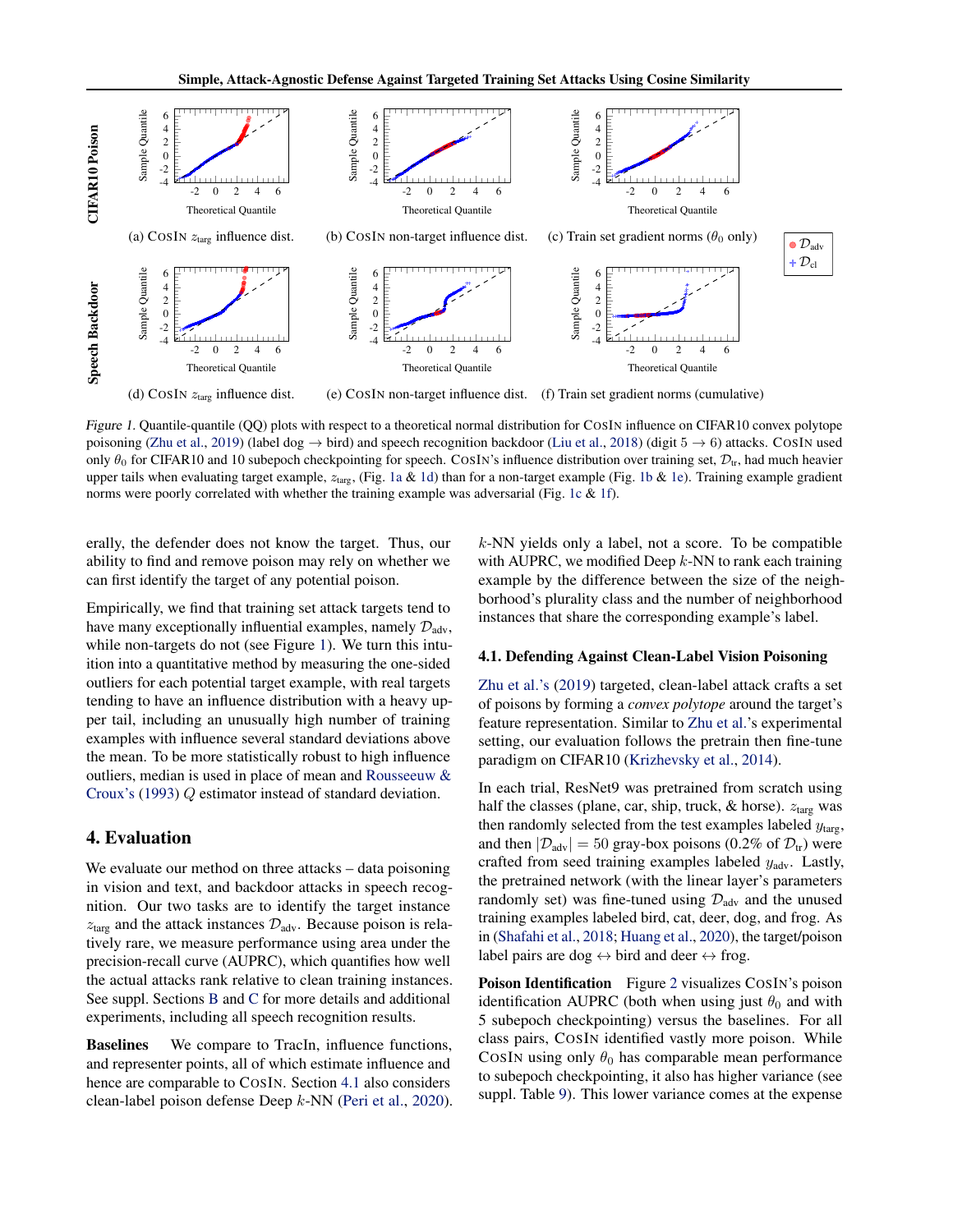(a) COSIN $z_{\text{targ}}$ influence dist.

(b) COSIN non-target influence dist.

(c) Train set gradient norms ($\theta_0$ only)

(d) COSIN $z_{\text{targ}}$ influence dist.

(e) COSIN non-target influence dist.

(f) Train set gradient norms (cumulative)

*Figure 1.* Quantile-quantile (QQ) plots with respect to a theoretical normal distribution for COSIN influence on CIFAR10 convex polytope poisoning (Zhu et al., 2019) (label dog → bird) and speech recognition backdoor (Liu et al., 2018) (digit 5 → 6) attacks. COSIN used only $\theta_0$ for CIFAR10 and 10 subepoch checkpointing for speech. COSIN's influence distribution over training set, $\mathcal{D}_{\text{tr}}$, had much heavier upper tails when evaluating target example, $z_{\text{targ}}$, (Fig. 1a & 1d) than for a non-target example (Fig. 1b & 1e). Training example gradient norms were poorly correlated with whether the training example was adversarial (Fig. 1c & 1f).

erally, the defender does not know the target. Thus, our ability to find and remove poison may rely on whether we can first identify the target of any potential poison.

Empirically, we find that training set attack targets tend to have many exceptionally influential examples, namely $\mathcal{D}_{\text{adv}}$, while non-targets do not (see Figure 1). We turn this intuition into a quantitative method by measuring the one-sided outliers for each potential target example, with real targets tending to have an influence distribution with a heavy upper tail, including an unusually high number of training examples with influence several standard deviations above the mean. To be more statistically robust to high influence outliers, median is used in place of mean and Rousseeuw & Croux's (1993) $Q$ estimator instead of standard deviation.

## 4. Evaluation

We evaluate our method on three attacks – data poisoning in vision and text, and backdoor attacks in speech recognition. Our two tasks are to identify the target instance $z_{\text{targ}}$ and the attack instances $\mathcal{D}_{\text{adv}}$. Because poison is relatively rare, we measure performance using area under the precision-recall curve (AUPRC), which quantifies how well the actual attacks rank relative to clean training instances. See suppl. Sections B and C for more details and additional experiments, including all speech recognition results.

**Baselines** We compare to TracIn, influence functions, and representer points, all of which estimate influence and hence are comparable to COSIN. Section 4.1 also considers clean-label poison defense Deep $k$-NN (Peri et al., 2020). $k$-NN yields only a label, not a score. To be compatible with AUPRC, we modified Deep $k$-NN to rank each training example by the difference between the size of the neighborhood's plurality class and the number of neighborhood instances that share the corresponding example's label.

### 4.1. Defending Against Clean-Label Vision Poisoning

Zhu et al.'s (2019) targeted, clean-label attack crafts a set of poisons by forming a *convex polytope* around the target's feature representation. Similar to Zhu et al.'s experimental setting, our evaluation follows the pretrain then fine-tune paradigm on CIFAR10 (Krizhevsky et al., 2014).

In each trial, ResNet9 was pretrained from scratch using half the classes (plane, car, ship, truck, & horse). $z_{\text{targ}}$ was then randomly selected from the test examples labeled $y_{\text{targ}}$, and then $|\mathcal{D}_{\text{adv}}| = 50$ gray-box poisons (0.2% of $\mathcal{D}_{\text{tr}}$) were crafted from seed training examples labeled $y_{\text{adv}}$. Lastly, the pretrained network (with the linear layer's parameters randomly set) was fine-tuned using $\mathcal{D}_{\text{adv}}$ and the unused training examples labeled bird, cat, deer, dog, and frog. As in (Shafahi et al., 2018; Huang et al., 2020), the target/poison label pairs are dog ↔ bird and deer ↔ frog.

**Poison Identification** Figure 2 visualizes COSIN's poison identification AUPRC (both when using just $\theta_0$ and with 5 subepoch checkpointing) versus the baselines. For all class pairs, COSIN identified vastly more poison. While COSIN using only $\theta_0$ has comparable mean performance to subepoch checkpointing, it also has higher variance (see suppl. Table 9). This lower variance comes at the expense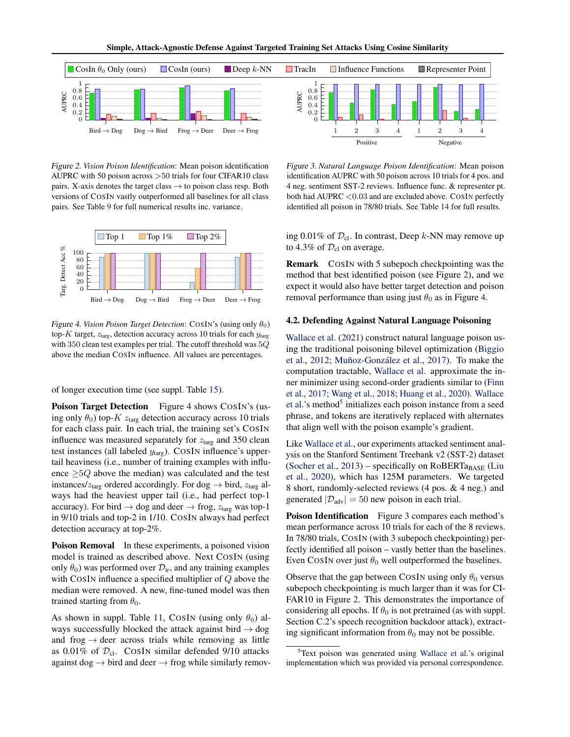*Figure 2. Vision Poison Identification*: Mean poison identification AUPRC with 50 poison across >50 trials for four CIFAR10 class pairs. X-axis denotes the target class → to poison class resp. Both versions of CosIn vastly outperformed all baselines for all class pairs. See Table 9 for full numerical results inc. variance.

*Figure 3. Natural Language Poison Identification*: Mean poison identification AUPRC with 50 poison across 10 trials for 4 pos. and 4 neg. sentiment SST-2 reviews. Influence func. & representer pt. both had AUPRC <0.03 and are excluded above. CosIn perfectly identified all poison in 78/80 trials. See Table 14 for full results.

*Figure 4. Vision Poison Target Detection*: CosIn's (using only $\theta_0$) top-$K$ target, $z_{\text{targ}}$, detection accuracy across 10 trials for each $y_{\text{targ}}$ with 350 clean test examples per trial. The cutoff threshold was $5Q$ above the median CosIn influence. All values are percentages.

of longer execution time (see suppl. Table 15).

**Poison Target Detection** Figure 4 shows CosIn's (using only $\theta_0$) top-$K$ $z_{\text{targ}}$ detection accuracy across 10 trials for each class pair. In each trial, the training set's CosIn influence was measured separately for $z_{\text{targ}}$ and 350 clean test instances (all labeled $y_{\text{targ}}$). CosIn influence's upper-tail heaviness (i.e., number of training examples with influence $\geq 5Q$ above the median) was calculated and the test instances/$z_{\text{targ}}$ ordered accordingly. For dog → bird, $z_{\text{targ}}$ always had the heaviest upper tail (i.e., had perfect top-1 accuracy). For bird → dog and deer → frog, $z_{\text{targ}}$ was top-1 in 9/10 trials and top-2 in 1/10. CosIn always had perfect detection accuracy at top-2%.

**Poison Removal** In these experiments, a poisoned vision model is trained as described above. Next CosIn (using only $\theta_0$) was performed over $\mathcal{D}_{\text{tr}}$, and any training examples with CosIn influence a specified multiplier of $Q$ above the median were removed. A new, fine-tuned model was then trained starting from $\theta_0$.

As shown in suppl. Table 11, CosIn (using only $\theta_0$) always successfully blocked the attack against bird → dog and frog → deer across trials while removing as little as 0.01% of $\mathcal{D}_{\text{cl}}$. CosIn similar defended 9/10 attacks against dog → bird and deer → frog while similarly removing 0.01% of $\mathcal{D}_{\text{cl}}$. In contrast, Deep $k$-NN may remove up to 4.3% of $\mathcal{D}_{\text{cl}}$ on average.

**Remark** CosIn with 5 subepoch checkpointing was the method that best identified poison (see Figure 2), and we expect it would also have better target detection and poison removal performance than using just $\theta_0$ as in Figure 4.

### 4.2. Defending Against Natural Language Poisoning

Wallace et al. (2021) construct natural language poison using the traditional poisoning bilevel optimization (Biggio et al., 2012; Muñoz-González et al., 2017). To make the computation tractable, Wallace et al. approximate the inner minimizer using second-order gradients similar to (Finn et al., 2017; Wang et al., 2018; Huang et al., 2020). Wallace et al.'s method[5] initializes each poison instance from a seed phrase, and tokens are iteratively replaced with alternates that align well with the poison example's gradient.

Like Wallace et al., our experiments attacked sentiment analysis on the Stanford Sentiment Treebank v2 (SST-2) dataset (Socher et al., 2013) – specifically on RoBERTa$_{\text{BASE}}$ (Liu et al., 2020), which has 125M parameters. We targeted 8 short, randomly-selected reviews (4 pos. & 4 neg.) and generated $|\mathcal{D}_{\text{adv}}| = 50$ new poison in each trial.

**Poison Identification** Figure 3 compares each method's mean performance across 10 trials for each of the 8 reviews. In 78/80 trials, CosIn (with 3 subepoch checkpointing) perfectly identified all poison – vastly better than the baselines. Even CosIn over just $\theta_0$ well outperformed the baselines.

Observe that the gap between CosIn using only $\theta_0$ versus subepoch checkpointing is much larger than it was for CIFAR10 in Figure 2. This demonstrates the importance of considering all epochs. If $\theta_0$ is not pretrained (as with suppl. Section C.2's speech recognition backdoor attack), extracting significant information from $\theta_0$ may not be possible.

[5] Text poison was generated using Wallace et al.'s original implementation which was provided via personal correspondence.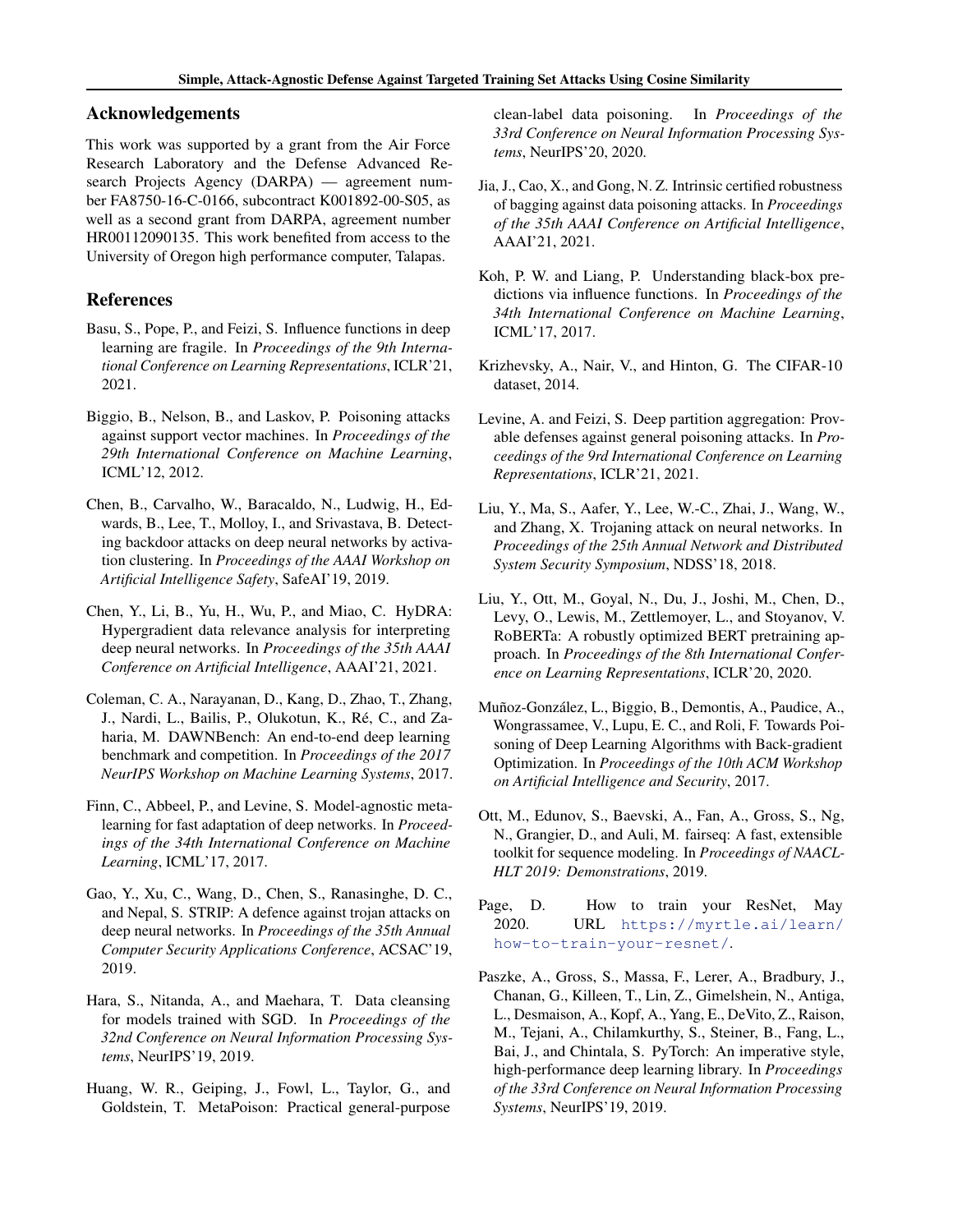## Acknowledgements

This work was supported by a grant from the Air Force Research Laboratory and the Defense Advanced Research Projects Agency (DARPA) — agreement number FA8750-16-C-0166, subcontract K001892-00-S05, as well as a second grant from DARPA, agreement number HR00112090135. This work benefited from access to the University of Oregon high performance computer, Talapas.

## References

Basu, S., Pope, P., and Feizi, S. Influence functions in deep learning are fragile. In *Proceedings of the 9th International Conference on Learning Representations*, ICLR'21, 2021.

Biggio, B., Nelson, B., and Laskov, P. Poisoning attacks against support vector machines. In *Proceedings of the 29th International Conference on Machine Learning*, ICML'12, 2012.

Chen, B., Carvalho, W., Baracaldo, N., Ludwig, H., Edwards, B., Lee, T., Molloy, I., and Srivastava, B. Detecting backdoor attacks on deep neural networks by activation clustering. In *Proceedings of the AAAI Workshop on Artificial Intelligence Safety*, SafeAI'19, 2019.

Chen, Y., Li, B., Yu, H., Wu, P., and Miao, C. HyDRA: Hypergradient data relevance analysis for interpreting deep neural networks. In *Proceedings of the 35th AAAI Conference on Artificial Intelligence*, AAAI'21, 2021.

Coleman, C. A., Narayanan, D., Kang, D., Zhao, T., Zhang, J., Nardi, L., Bailis, P., Olukotun, K., Ré, C., and Zaharia, M. DAWNBench: An end-to-end deep learning benchmark and competition. In *Proceedings of the 2017 NeurIPS Workshop on Machine Learning Systems*, 2017.

Finn, C., Abbeel, P., and Levine, S. Model-agnostic meta-learning for fast adaptation of deep networks. In *Proceedings of the 34th International Conference on Machine Learning*, ICML'17, 2017.

Gao, Y., Xu, C., Wang, D., Chen, S., Ranasinghe, D. C., and Nepal, S. STRIP: A defence against trojan attacks on deep neural networks. In *Proceedings of the 35th Annual Computer Security Applications Conference*, ACSAC'19, 2019.

Hara, S., Nitanda, A., and Maehara, T. Data cleansing for models trained with SGD. In *Proceedings of the 32nd Conference on Neural Information Processing Systems*, NeurIPS'19, 2019.

Huang, W. R., Geiping, J., Fowl, L., Taylor, G., and Goldstein, T. MetaPoison: Practical general-purpose clean-label data poisoning. In *Proceedings of the 33rd Conference on Neural Information Processing Systems*, NeurIPS'20, 2020.

Jia, J., Cao, X., and Gong, N. Z. Intrinsic certified robustness of bagging against data poisoning attacks. In *Proceedings of the 35th AAAI Conference on Artificial Intelligence*, AAAI'21, 2021.

Koh, P. W. and Liang, P. Understanding black-box predictions via influence functions. In *Proceedings of the 34th International Conference on Machine Learning*, ICML'17, 2017.

Krizhevsky, A., Nair, V., and Hinton, G. The CIFAR-10 dataset, 2014.

Levine, A. and Feizi, S. Deep partition aggregation: Provable defenses against general poisoning attacks. In *Proceedings of the 9rd International Conference on Learning Representations*, ICLR'21, 2021.

Liu, Y., Ma, S., Aafer, Y., Lee, W.-C., Zhai, J., Wang, W., and Zhang, X. Trojaning attack on neural networks. In *Proceedings of the 25th Annual Network and Distributed System Security Symposium*, NDSS'18, 2018.

Liu, Y., Ott, M., Goyal, N., Du, J., Joshi, M., Chen, D., Levy, O., Lewis, M., Zettlemoyer, L., and Stoyanov, V. RoBERTa: A robustly optimized BERT pretraining approach. In *Proceedings of the 8th International Conference on Learning Representations*, ICLR'20, 2020.

Muñoz-González, L., Biggio, B., Demontis, A., Paudice, A., Wongrassamee, V., Lupu, E. C., and Roli, F. Towards Poisoning of Deep Learning Algorithms with Back-gradient Optimization. In *Proceedings of the 10th ACM Workshop on Artificial Intelligence and Security*, 2017.

Ott, M., Edunov, S., Baevski, A., Fan, A., Gross, S., Ng, N., Grangier, D., and Auli, M. fairseq: A fast, extensible toolkit for sequence modeling. In *Proceedings of NAACL-HLT 2019: Demonstrations*, 2019.

Page, D. How to train your ResNet, May 2020. URL https://myrtle.ai/learn/how-to-train-your-resnet/.

Paszke, A., Gross, S., Massa, F., Lerer, A., Bradbury, J., Chanan, G., Killeen, T., Lin, Z., Gimelshein, N., Antiga, L., Desmaison, A., Kopf, A., Yang, E., DeVito, Z., Raison, M., Tejani, A., Chilamkurthy, S., Steiner, B., Fang, L., Bai, J., and Chintala, S. PyTorch: An imperative style, high-performance deep learning library. In *Proceedings of the 33rd Conference on Neural Information Processing Systems*, NeurIPS'19, 2019.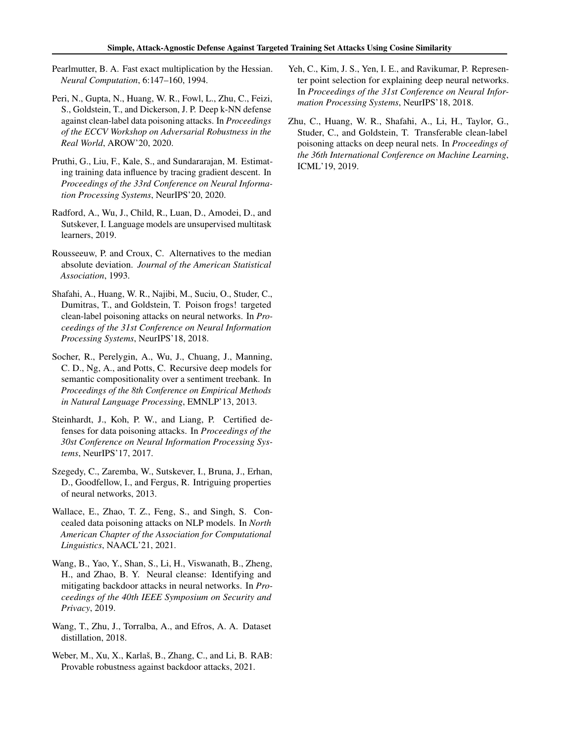Pearlmutter, B. A. Fast exact multiplication by the Hessian. *Neural Computation*, 6:147–160, 1994.

Peri, N., Gupta, N., Huang, W. R., Fowl, L., Zhu, C., Feizi, S., Goldstein, T., and Dickerson, J. P. Deep k-NN defense against clean-label data poisoning attacks. In *Proceedings of the ECCV Workshop on Adversarial Robustness in the Real World*, AROW'20, 2020.

Pruthi, G., Liu, F., Kale, S., and Sundararajan, M. Estimating training data influence by tracing gradient descent. In *Proceedings of the 33rd Conference on Neural Information Processing Systems*, NeurIPS'20, 2020.

Radford, A., Wu, J., Child, R., Luan, D., Amodei, D., and Sutskever, I. Language models are unsupervised multitask learners, 2019.

Rousseeuw, P. and Croux, C. Alternatives to the median absolute deviation. *Journal of the American Statistical Association*, 1993.

Shafahi, A., Huang, W. R., Najibi, M., Suciu, O., Studer, C., Dumitras, T., and Goldstein, T. Poison frogs! targeted clean-label poisoning attacks on neural networks. In *Proceedings of the 31st Conference on Neural Information Processing Systems*, NeurIPS'18, 2018.

Socher, R., Perelygin, A., Wu, J., Chuang, J., Manning, C. D., Ng, A., and Potts, C. Recursive deep models for semantic compositionality over a sentiment treebank. In *Proceedings of the 8th Conference on Empirical Methods in Natural Language Processing*, EMNLP'13, 2013.

Steinhardt, J., Koh, P. W., and Liang, P. Certified defenses for data poisoning attacks. In *Proceedings of the 30st Conference on Neural Information Processing Systems*, NeurIPS'17, 2017.

Szegedy, C., Zaremba, W., Sutskever, I., Bruna, J., Erhan, D., Goodfellow, I., and Fergus, R. Intriguing properties of neural networks, 2013.

Wallace, E., Zhao, T. Z., Feng, S., and Singh, S. Concealed data poisoning attacks on NLP models. In *North American Chapter of the Association for Computational Linguistics*, NAACL'21, 2021.

Wang, B., Yao, Y., Shan, S., Li, H., Viswanath, B., Zheng, H., and Zhao, B. Y. Neural cleanse: Identifying and mitigating backdoor attacks in neural networks. In *Proceedings of the 40th IEEE Symposium on Security and Privacy*, 2019.

Wang, T., Zhu, J., Torralba, A., and Efros, A. A. Dataset distillation, 2018.

Weber, M., Xu, X., Karlaš, B., Zhang, C., and Li, B. RAB: Provable robustness against backdoor attacks, 2021.

Yeh, C., Kim, J. S., Yen, I. E., and Ravikumar, P. Representer point selection for explaining deep neural networks. In *Proceedings of the 31st Conference on Neural Information Processing Systems*, NeurIPS'18, 2018.

Zhu, C., Huang, W. R., Shafahi, A., Li, H., Taylor, G., Studer, C., and Goldstein, T. Transferable clean-label poisoning attacks on deep neural nets. In *Proceedings of the 36th International Conference on Machine Learning*, ICML'19, 2019.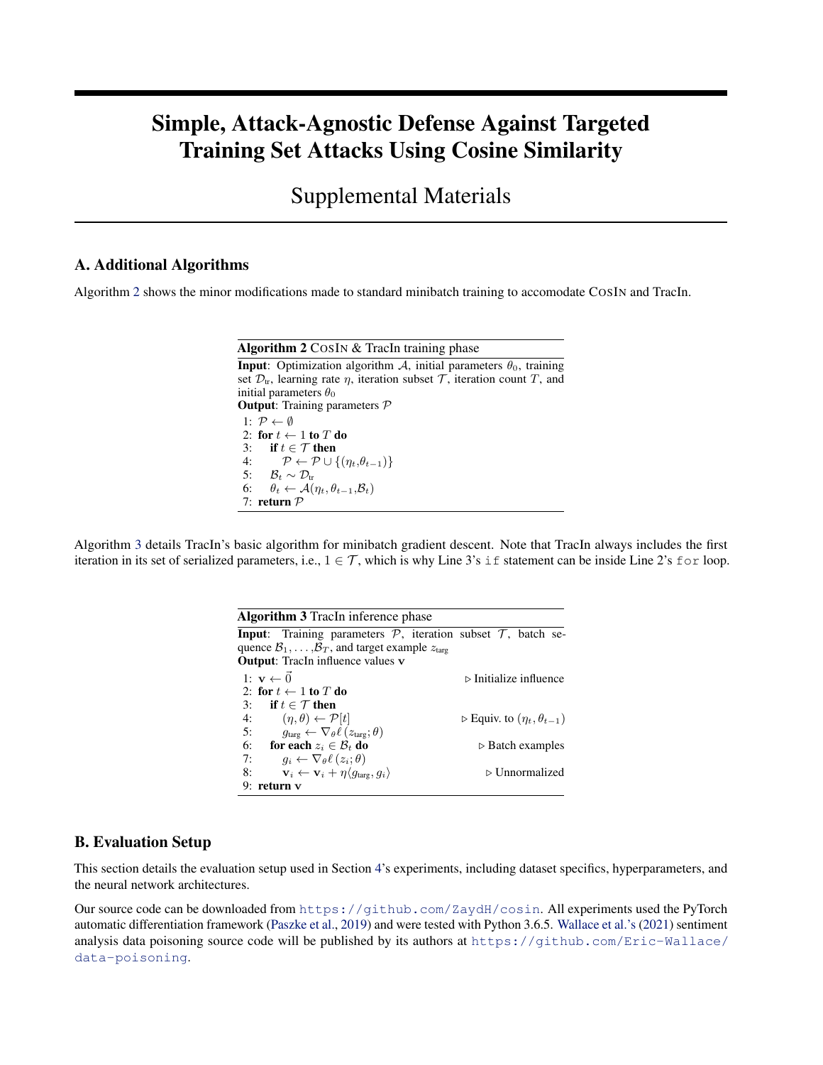# Simple, Attack-Agnostic Defense Against Targeted Training Set Attacks Using Cosine Similarity

## Supplemental Materials

### A. Additional Algorithms

Algorithm 2 shows the minor modifications made to standard minibatch training to accomodate CosIn and TracIn.

**Algorithm 2** CosIn & TracIn training phase

**Input**: Optimization algorithm $\mathcal{A}$, initial parameters $\theta_0$, training set $\mathcal{D}_{\text{tr}}$, learning rate $\eta$, iteration subset $\mathcal{T}$, iteration count $T$, and initial parameters $\theta_0$
**Output**: Training parameters $\mathcal{P}$

```
1: P ← ∅
2: for t ← 1 to T do
3:     if t ∈ T then
4:         P ← P ∪ {(η_t, θ_{t−1})}
5:     B_t ∼ D_tr
6:     θ_t ← A(η_t, θ_{t−1}, B_t)
7: return P
```

Algorithm 3 details TracIn's basic algorithm for minibatch gradient descent. Note that TracIn always includes the first iteration in its set of serialized parameters, i.e., $1 \in \mathcal{T}$, which is why Line 3's `if` statement can be inside Line 2's `for` loop.

**Algorithm 3** TracIn inference phase

**Input**: Training parameters $\mathcal{P}$, iteration subset $\mathcal{T}$, batch sequence $\mathcal{B}_1, \ldots, \mathcal{B}_T$, and target example $z_{\text{targ}}$
**Output**: TracIn influence values $\mathbf{v}$

```
1: v ← 0⃗                                    ▷ Initialize influence
2: for t ← 1 to T do
3:     if t ∈ T then
4:         (η, θ) ← P[t]                       ▷ Equiv. to (η_t, θ_{t−1})
5:         g_targ ← ∇_θ ℓ(z_targ; θ)
6:     for each z_i ∈ B_t do                   ▷ Batch examples
7:         g_i ← ∇_θ ℓ(z_i; θ)
8:         v_i ← v_i + η⟨g_targ, g_i⟩           ▷ Unnormalized
9: return v
```

### B. Evaluation Setup

This section details the evaluation setup used in Section 4's experiments, including dataset specifics, hyperparameters, and the neural network architectures.

Our source code can be downloaded from https://github.com/ZaydH/cosin. All experiments used the PyTorch automatic differentiation framework (Paszke et al., 2019) and were tested with Python 3.6.5. Wallace et al.'s (2021) sentiment analysis data poisoning source code will be published by its authors at https://github.com/Eric-Wallace/data-poisoning.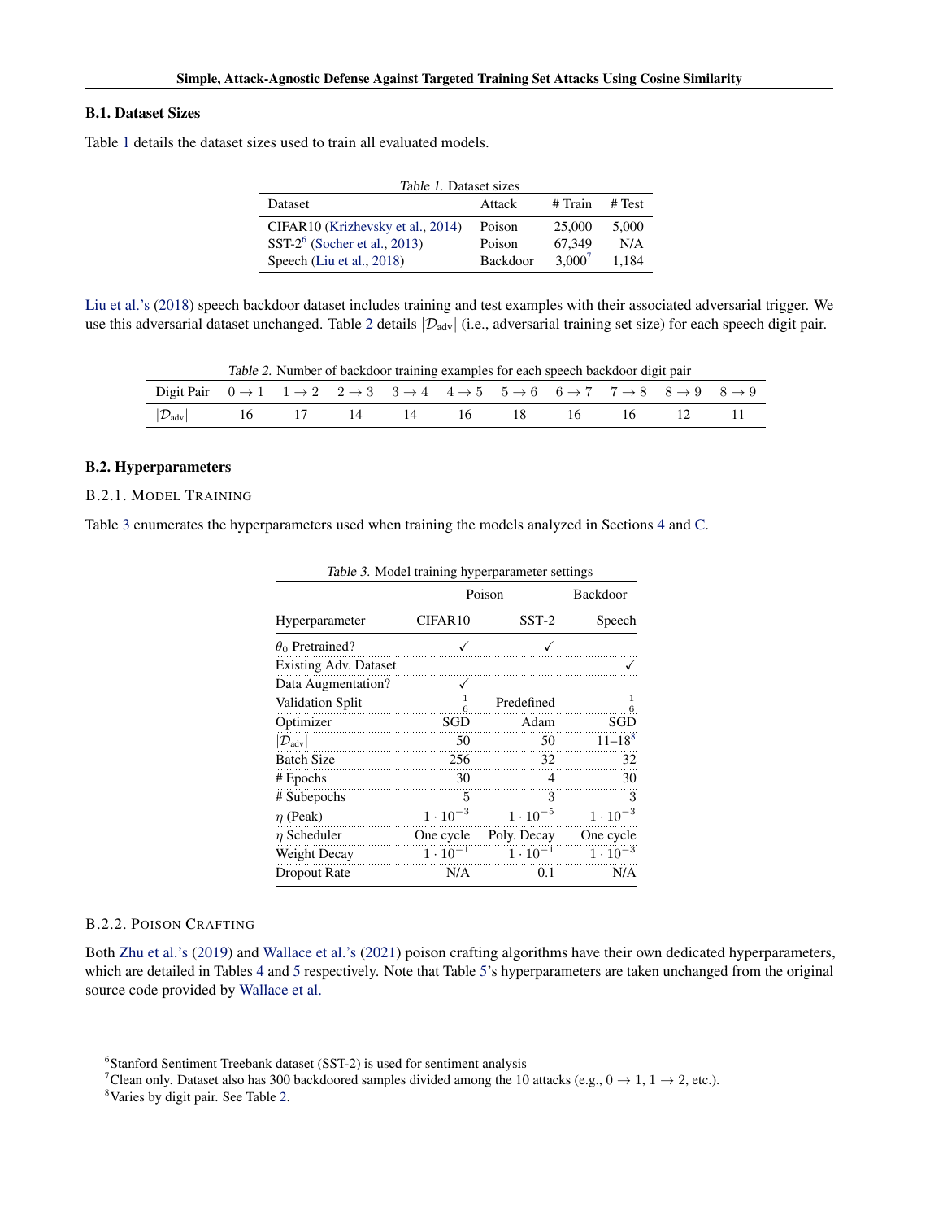### B.1. Dataset Sizes

Table 1 details the dataset sizes used to train all evaluated models.

*Table 1.* Dataset sizes

| Dataset | Attack | # Train | # Test |
|---|---|---|---|
| CIFAR10 (Krizhevsky et al., 2014) | Poison | 25,000 | 5,000 |
| SST-2[6] (Socher et al., 2013) | Poison | 67,349 | N/A |
| Speech (Liu et al., 2018) | Backdoor | 3,000[7] | 1,184 |

Liu et al.'s (2018) speech backdoor dataset includes training and test examples with their associated adversarial trigger. We use this adversarial dataset unchanged. Table 2 details $|\mathcal{D}_{\text{adv}}|$ (i.e., adversarial training set size) for each speech digit pair.

*Table 2.* Number of backdoor training examples for each speech backdoor digit pair

| Digit Pair | $0 \rightarrow 1$ | $1 \rightarrow 2$ | $2 \rightarrow 3$ | $3 \rightarrow 4$ | $4 \rightarrow 5$ | $5 \rightarrow 6$ | $6 \rightarrow 7$ | $7 \rightarrow 8$ | $8 \rightarrow 9$ | $8 \rightarrow 9$ |
|---|---|---|---|---|---|---|---|---|---|---|
| $\lvert\mathcal{D}_{\text{adv}}\rvert$ | 16 | 17 | 14 | 14 | 16 | 18 | 16 | 16 | 12 | 11 |

### B.2. Hyperparameters

#### B.2.1. Model Training

Table 3 enumerates the hyperparameters used when training the models analyzed in Sections 4 and C.

*Table 3.* Model training hyperparameter settings

| | Poison | | Backdoor |
|---|---|---|---|
| Hyperparameter | CIFAR10 | SST-2 | Speech |
| $\theta_0$ Pretrained? | ✓ | ✓ | |
| Existing Adv. Dataset | | | ✓ |
| Data Augmentation? | ✓ | | |
| Validation Split | $\frac{1}{6}$ | Predefined | $\frac{1}{6}$ |
| Optimizer | SGD | Adam | SGD |
| $\lvert\mathcal{D}_{\text{adv}}\rvert$ | 50 | 50 | 11–18[8] |
| Batch Size | 256 | 32 | 32 |
| # Epochs | 30 | 4 | 30 |
| # Subepochs | 5 | 3 | 3 |
| $\eta$ (Peak) | $1 \cdot 10^{-3}$ | $1 \cdot 10^{-5}$ | $1 \cdot 10^{-3}$ |
| $\eta$ Scheduler | One cycle | Poly. Decay | One cycle |
| Weight Decay | $1 \cdot 10^{-1}$ | $1 \cdot 10^{-1}$ | $1 \cdot 10^{-3}$ |
| Dropout Rate | N/A | 0.1 | N/A |

#### B.2.2. Poison Crafting

Both Zhu et al.'s (2019) and Wallace et al.'s (2021) poison crafting algorithms have their own dedicated hyperparameters, which are detailed in Tables 4 and 5 respectively. Note that Table 5's hyperparameters are taken unchanged from the original source code provided by Wallace et al.

---

[6] Stanford Sentiment Treebank dataset (SST-2) is used for sentiment analysis

[7] Clean only. Dataset also has 300 backdoored samples divided among the 10 attacks (e.g., $0 \rightarrow 1$, $1 \rightarrow 2$, etc.).

[8] Varies by digit pair. See Table 2.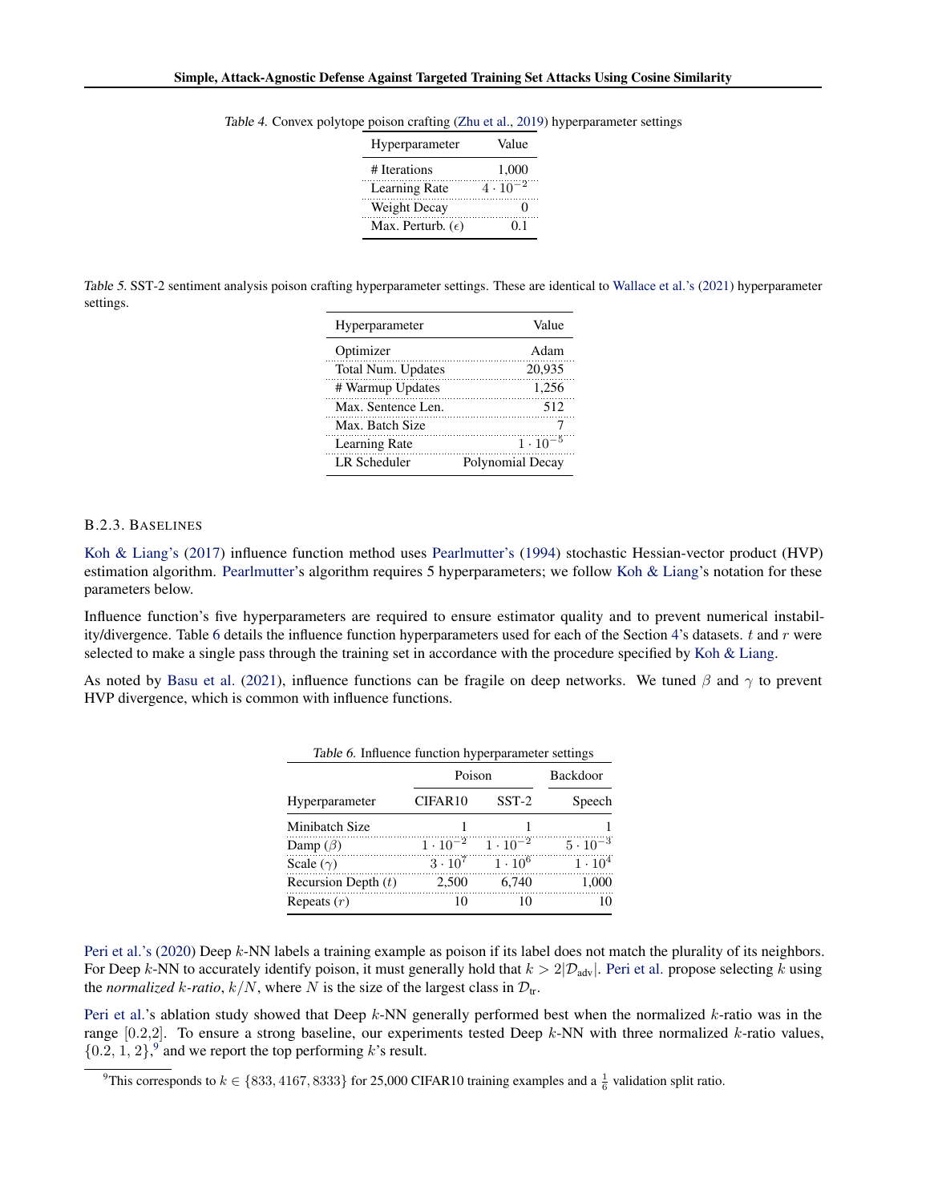Table 4. Convex polytope poison crafting (Zhu et al., 2019) hyperparameter settings

| Hyperparameter | Value |
|---|---|
| # Iterations | 1,000 |
| Learning Rate | $4 \cdot 10^{-2}$ |
| Weight Decay | 0 |
| Max. Perturb. ($\epsilon$) | 0.1 |

Table 5. SST-2 sentiment analysis poison crafting hyperparameter settings. These are identical to Wallace et al.'s (2021) hyperparameter settings.

| Hyperparameter | Value |
|---|---|
| Optimizer | Adam |
| Total Num. Updates | 20,935 |
| # Warmup Updates | 1,256 |
| Max. Sentence Len. | 512 |
| Max. Batch Size | 7 |
| Learning Rate | $1 \cdot 10^{-5}$ |
| LR Scheduler | Polynomial Decay |

### B.2.3. Baselines

Koh & Liang's (2017) influence function method uses Pearlmutter's (1994) stochastic Hessian-vector product (HVP) estimation algorithm. Pearlmutter's algorithm requires 5 hyperparameters; we follow Koh & Liang's notation for these parameters below.

Influence function's five hyperparameters are required to ensure estimator quality and to prevent numerical instability/divergence. Table 6 details the influence function hyperparameters used for each of the Section 4's datasets. $t$ and $r$ were selected to make a single pass through the training set in accordance with the procedure specified by Koh & Liang.

As noted by Basu et al. (2021), influence functions can be fragile on deep networks. We tuned $\beta$ and $\gamma$ to prevent HVP divergence, which is common with influence functions.

Table 6. Influence function hyperparameter settings

| | Poison | | Backdoor |
|---|---|---|---|
| Hyperparameter | CIFAR10 | SST-2 | Speech |
| Minibatch Size | 1 | 1 | 1 |
| Damp ($\beta$) | $1 \cdot 10^{-2}$ | $1 \cdot 10^{-2}$ | $5 \cdot 10^{-3}$ |
| Scale ($\gamma$) | $3 \cdot 10^{7}$ | $1 \cdot 10^{6}$ | $1 \cdot 10^{4}$ |
| Recursion Depth ($t$) | 2,500 | 6,740 | 1,000 |
| Repeats ($r$) | 10 | 10 | 10 |

Peri et al.'s (2020) Deep $k$-NN labels a training example as poison if its label does not match the plurality of its neighbors. For Deep $k$-NN to accurately identify poison, it must generally hold that $k > 2|\mathcal{D}_{\text{adv}}|$. Peri et al. propose selecting $k$ using the *normalized $k$-ratio*, $k/N$, where $N$ is the size of the largest class in $\mathcal{D}_{\text{tr}}$.

Peri et al.'s ablation study showed that Deep $k$-NN generally performed best when the normalized $k$-ratio was in the range $[0.2,2]$. To ensure a strong baseline, our experiments tested Deep $k$-NN with three normalized $k$-ratio values, $\{0.2, 1, 2\}$,[9] and we report the top performing $k$'s result.

[9] This corresponds to $k \in \{833, 4167, 8333\}$ for 25,000 CIFAR10 training examples and a $\frac{1}{6}$ validation split ratio.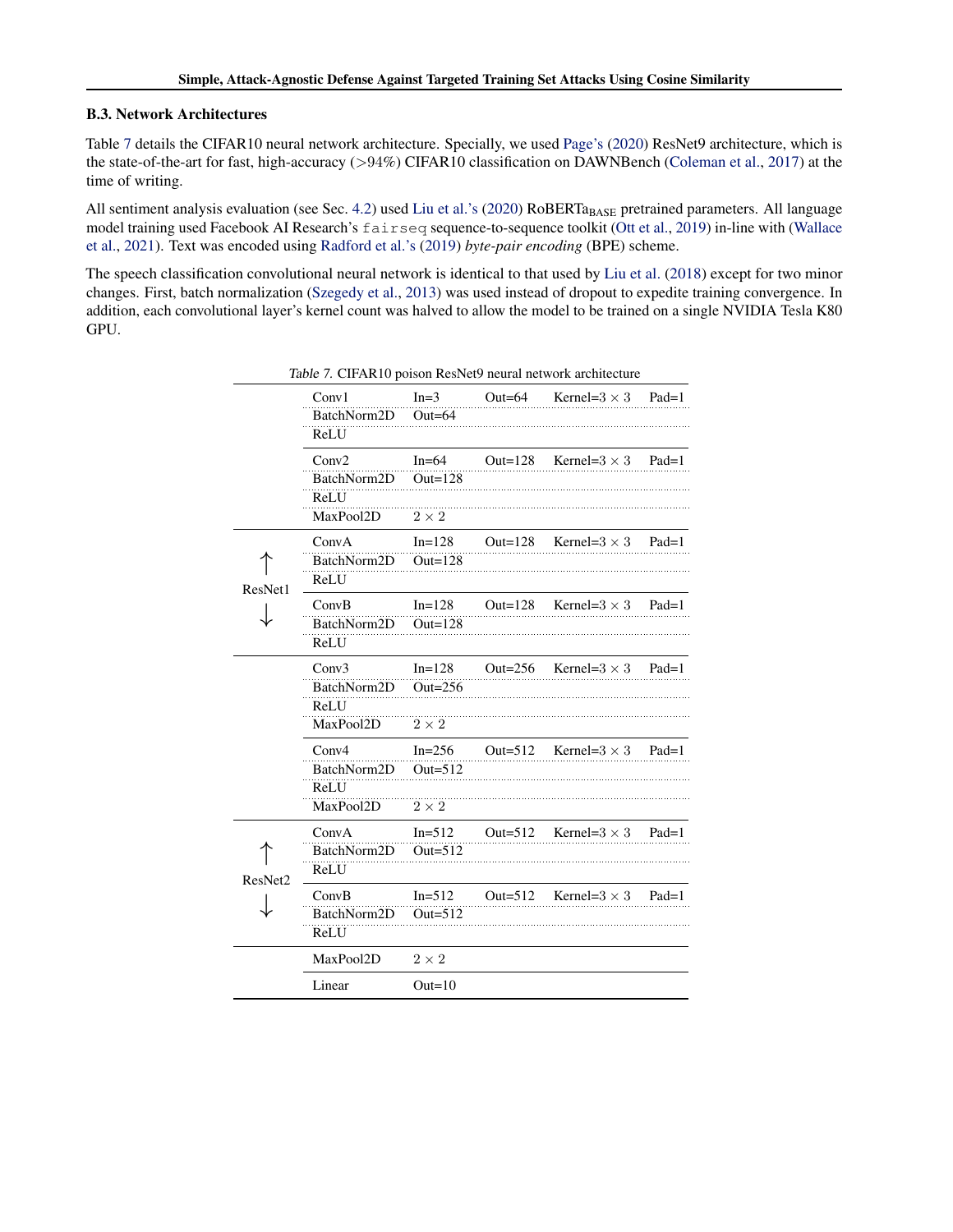### B.3. Network Architectures

Table 7 details the CIFAR10 neural network architecture. Specially, we used Page's (2020) ResNet9 architecture, which is the state-of-the-art for fast, high-accuracy (>94%) CIFAR10 classification on DAWNBench (Coleman et al., 2017) at the time of writing.

All sentiment analysis evaluation (see Sec. 4.2) used Liu et al.'s (2020) RoBERTa$_{\text{BASE}}$ pretrained parameters. All language model training used Facebook AI Research's `fairseq` sequence-to-sequence toolkit (Ott et al., 2019) in-line with (Wallace et al., 2021). Text was encoded using Radford et al.'s (2019) *byte-pair encoding* (BPE) scheme.

The speech classification convolutional neural network is identical to that used by Liu et al. (2018) except for two minor changes. First, batch normalization (Szegedy et al., 2013) was used instead of dropout to expedite training convergence. In addition, each convolutional layer's kernel count was halved to allow the model to be trained on a single NVIDIA Tesla K80 GPU.

Table 7. CIFAR10 poison ResNet9 neural network architecture

| | Layer | | | | |
|---|---|---|---|---|---|
| | Conv1 | In=3 | Out=64 | Kernel=$3 \times 3$ | Pad=1 |
| | BatchNorm2D | Out=64 | | | |
| | ReLU | | | | |
| | Conv2 | In=64 | Out=128 | Kernel=$3 \times 3$ | Pad=1 |
| | BatchNorm2D | Out=128 | | | |
| | ReLU | | | | |
| | MaxPool2D | $2 \times 2$ | | | |
| ResNet1 | ConvA | In=128 | Out=128 | Kernel=$3 \times 3$ | Pad=1 |
| ResNet1 | BatchNorm2D | Out=128 | | | |
| ResNet1 | ReLU | | | | |
| ResNet1 | ConvB | In=128 | Out=128 | Kernel=$3 \times 3$ | Pad=1 |
| ResNet1 | BatchNorm2D | Out=128 | | | |
| ResNet1 | ReLU | | | | |
| | Conv3 | In=128 | Out=256 | Kernel=$3 \times 3$ | Pad=1 |
| | BatchNorm2D | Out=256 | | | |
| | ReLU | | | | |
| | MaxPool2D | $2 \times 2$ | | | |
| | Conv4 | In=256 | Out=512 | Kernel=$3 \times 3$ | Pad=1 |
| | BatchNorm2D | Out=512 | | | |
| | ReLU | | | | |
| | MaxPool2D | $2 \times 2$ | | | |
| ResNet2 | ConvA | In=512 | Out=512 | Kernel=$3 \times 3$ | Pad=1 |
| ResNet2 | BatchNorm2D | Out=512 | | | |
| ResNet2 | ReLU | | | | |
| ResNet2 | ConvB | In=512 | Out=512 | Kernel=$3 \times 3$ | Pad=1 |
| ResNet2 | BatchNorm2D | Out=512 | | | |
| ResNet2 | ReLU | | | | |
| | MaxPool2D | $2 \times 2$ | | | |
| | Linear | Out=10 | | | |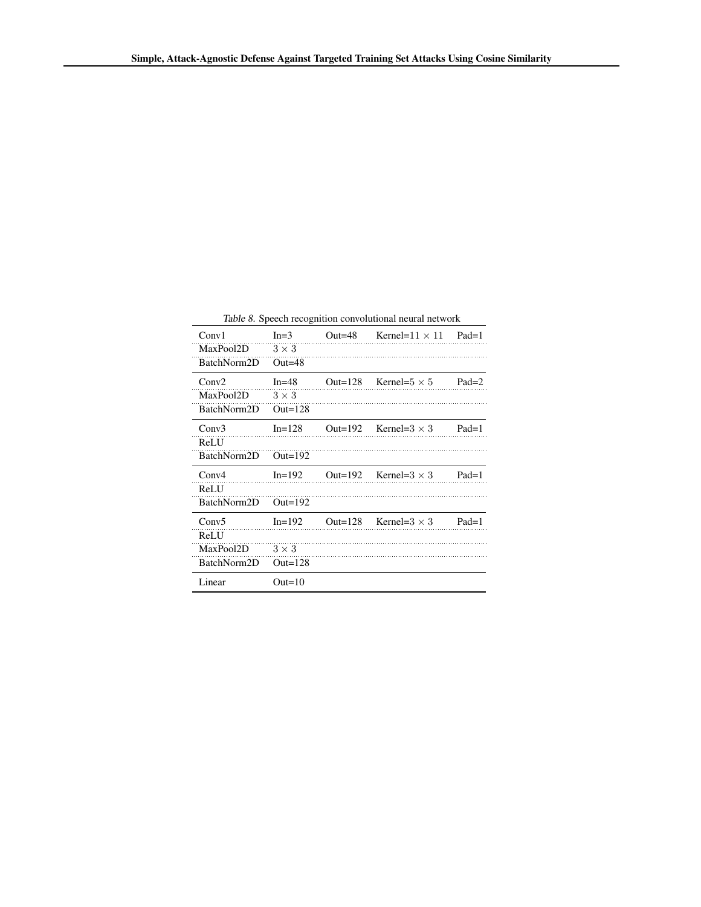Table 8. Speech recognition convolutional neural network

| | | | | |
|---|---|---|---|---|
| Conv1 | In=3 | Out=48 | Kernel=$11 \times 11$ | Pad=1 |
| MaxPool2D | $3 \times 3$ | | | |
| BatchNorm2D | Out=48 | | | |
| Conv2 | In=48 | Out=128 | Kernel=$5 \times 5$ | Pad=2 |
| MaxPool2D | $3 \times 3$ | | | |
| BatchNorm2D | Out=128 | | | |
| Conv3 | In=128 | Out=192 | Kernel=$3 \times 3$ | Pad=1 |
| ReLU | | | | |
| BatchNorm2D | Out=192 | | | |
| Conv4 | In=192 | Out=192 | Kernel=$3 \times 3$ | Pad=1 |
| ReLU | | | | |
| BatchNorm2D | Out=192 | | | |
| Conv5 | In=192 | Out=128 | Kernel=$3 \times 3$ | Pad=1 |
| ReLU | | | | |
| MaxPool2D | $3 \times 3$ | | | |
| BatchNorm2D | Out=128 | | | |
| Linear | Out=10 | | | |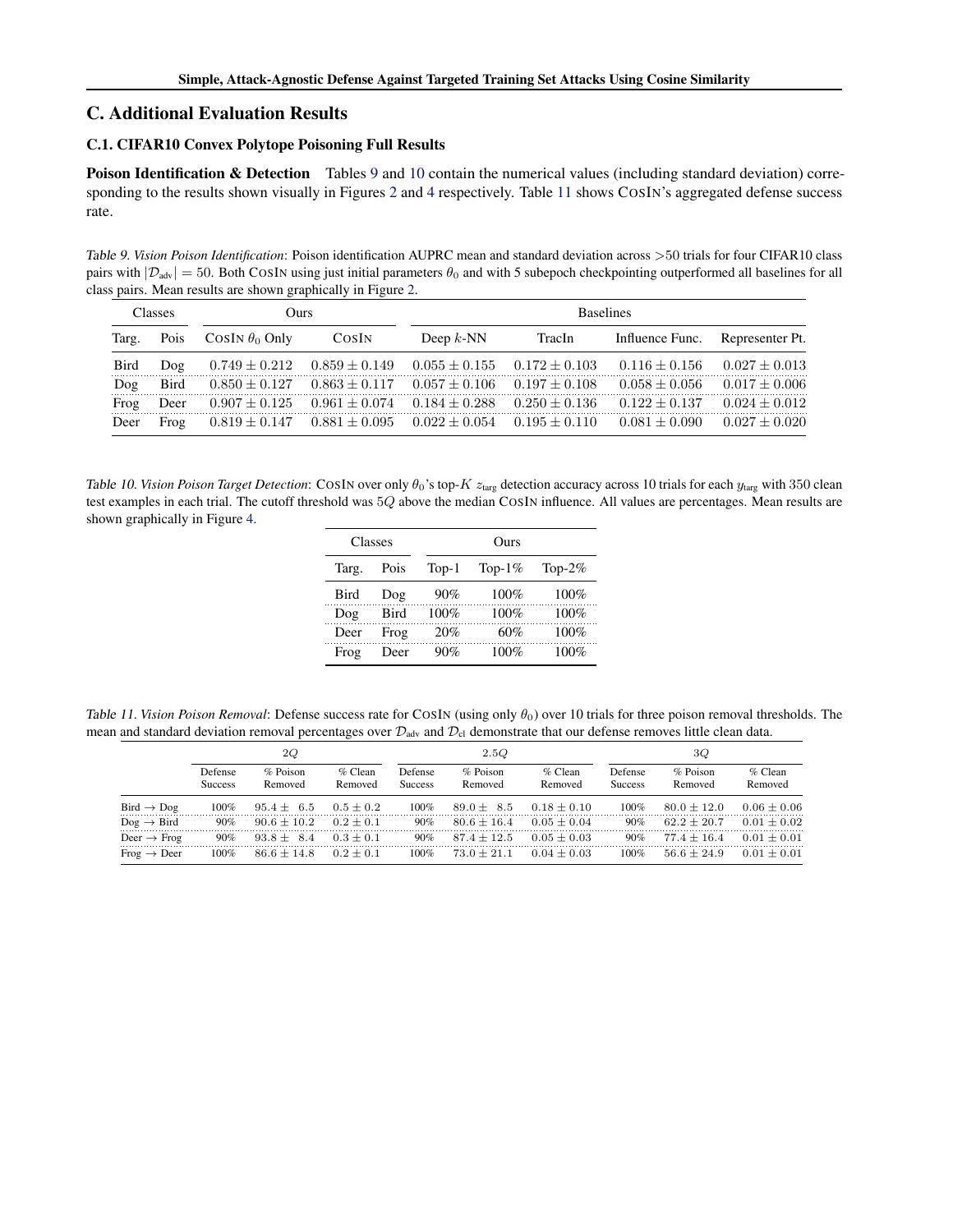## C. Additional Evaluation Results

### C.1. CIFAR10 Convex Polytope Poisoning Full Results

**Poison Identification & Detection** Tables 9 and 10 contain the numerical values (including standard deviation) corresponding to the results shown visually in Figures 2 and 4 respectively. Table 11 shows CosIn's aggregated defense success rate.

*Table 9. Vision Poison Identification*: Poison identification AUPRC mean and standard deviation across >50 trials for four CIFAR10 class pairs with $|\mathcal{D}_{\text{adv}}| = 50$. Both CosIn using just initial parameters $\theta_0$ and with 5 subepoch checkpointing outperformed all baselines for all class pairs. Mean results are shown graphically in Figure 2.

| Classes | | Ours | | Baselines | | | |
|---|---|---|---|---|---|---|---|
| Targ. | Pois | CosIn $\theta_0$ Only | CosIn | Deep $k$-NN | TracIn | Influence Func. | Representer Pt. |
| Bird | Dog | $0.749 \pm 0.212$ | $0.859 \pm 0.149$ | $0.055 \pm 0.155$ | $0.172 \pm 0.103$ | $0.116 \pm 0.156$ | $0.027 \pm 0.013$ |
| Dog | Bird | $0.850 \pm 0.127$ | $0.863 \pm 0.117$ | $0.057 \pm 0.106$ | $0.197 \pm 0.108$ | $0.058 \pm 0.056$ | $0.017 \pm 0.006$ |
| Frog | Deer | $0.907 \pm 0.125$ | $0.961 \pm 0.074$ | $0.184 \pm 0.288$ | $0.250 \pm 0.136$ | $0.122 \pm 0.137$ | $0.024 \pm 0.012$ |
| Deer | Frog | $0.819 \pm 0.147$ | $0.881 \pm 0.095$ | $0.022 \pm 0.054$ | $0.195 \pm 0.110$ | $0.081 \pm 0.090$ | $0.027 \pm 0.020$ |

*Table 10. Vision Poison Target Detection*: CosIn over only $\theta_0$'s top-$K$ $z_{\text{targ}}$ detection accuracy across 10 trials for each $y_{\text{targ}}$ with 350 clean test examples in each trial. The cutoff threshold was $5Q$ above the median CosIn influence. All values are percentages. Mean results are shown graphically in Figure 4.

| Classes | | Ours | | |
|---|---|---|---|---|
| Targ. | Pois | Top-1 | Top-1% | Top-2% |
| Bird | Dog | 90% | 100% | 100% |
| Dog | Bird | 100% | 100% | 100% |
| Deer | Frog | 20% | 60% | 100% |
| Frog | Deer | 90% | 100% | 100% |

*Table 11. Vision Poison Removal*: Defense success rate for CosIn (using only $\theta_0$) over 10 trials for three poison removal thresholds. The mean and standard deviation removal percentages over $\mathcal{D}_{\text{adv}}$ and $\mathcal{D}_{\text{cl}}$ demonstrate that our defense removes little clean data.

| | $2Q$ | | | $2.5Q$ | | | $3Q$ | | |
|---|---|---|---|---|---|---|---|---|---|
| | Defense Success | % Poison Removed | % Clean Removed | Defense Success | % Poison Removed | % Clean Removed | Defense Success | % Poison Removed | % Clean Removed |
| Bird $\rightarrow$ Dog | 100% | $95.4 \pm 6.5$ | $0.5 \pm 0.2$ | 100% | $89.0 \pm 8.5$ | $0.18 \pm 0.10$ | 100% | $80.0 \pm 12.0$ | $0.06 \pm 0.06$ |
| Dog $\rightarrow$ Bird | 90% | $90.6 \pm 10.2$ | $0.2 \pm 0.1$ | 90% | $80.6 \pm 16.4$ | $0.05 \pm 0.04$ | 90% | $62.2 \pm 20.7$ | $0.01 \pm 0.02$ |
| Deer $\rightarrow$ Frog | 90% | $93.8 \pm 8.4$ | $0.3 \pm 0.1$ | 90% | $87.4 \pm 12.5$ | $0.05 \pm 0.03$ | 90% | $77.4 \pm 16.4$ | $0.01 \pm 0.01$ |
| Frog $\rightarrow$ Deer | 100% | $86.6 \pm 14.8$ | $0.2 \pm 0.1$ | 100% | $73.0 \pm 21.1$ | $0.04 \pm 0.03$ | 100% | $56.6 \pm 24.9$ | $0.01 \pm 0.01$ |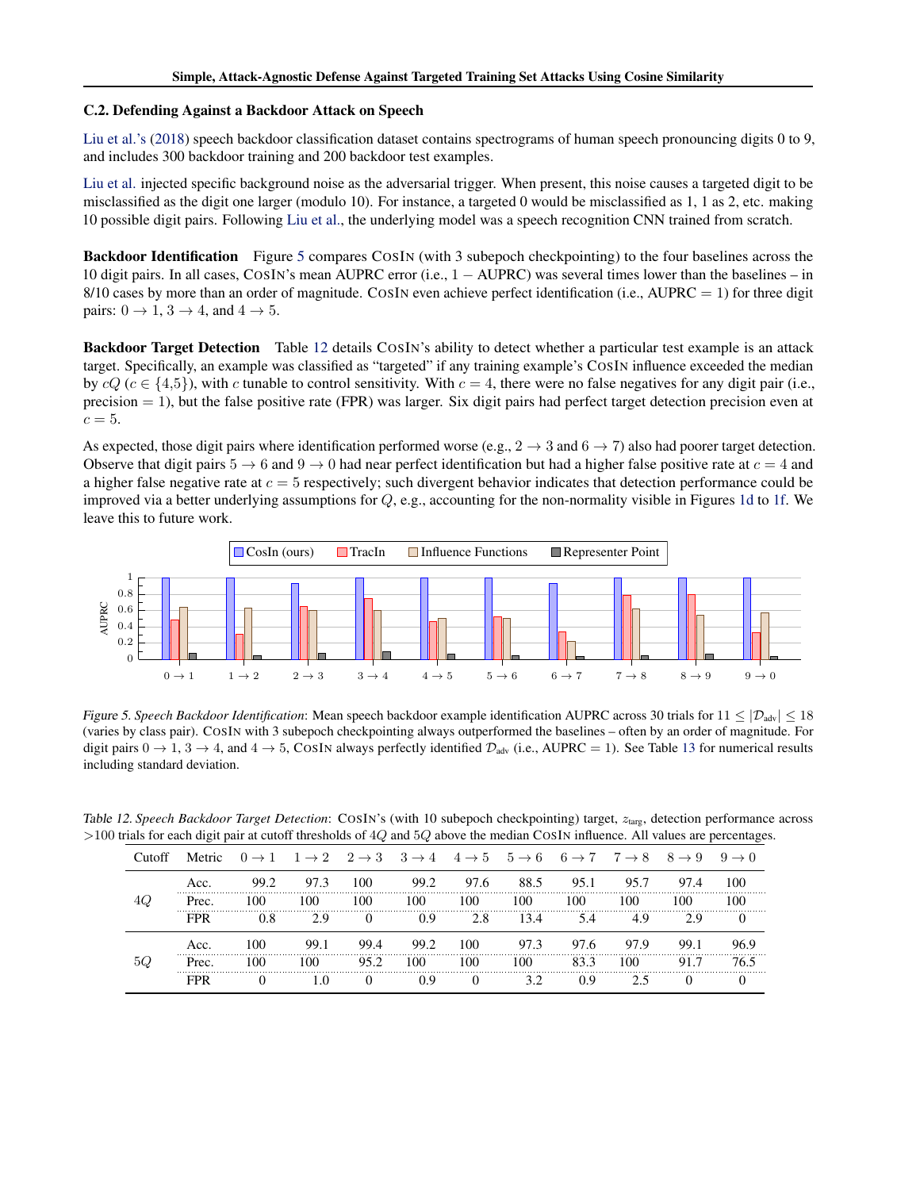### C.2. Defending Against a Backdoor Attack on Speech

Liu et al.'s (2018) speech backdoor classification dataset contains spectrograms of human speech pronouncing digits 0 to 9, and includes 300 backdoor training and 200 backdoor test examples.

Liu et al. injected specific background noise as the adversarial trigger. When present, this noise causes a targeted digit to be misclassified as the digit one larger (modulo 10). For instance, a targeted 0 would be misclassified as 1, 1 as 2, etc. making 10 possible digit pairs. Following Liu et al., the underlying model was a speech recognition CNN trained from scratch.

**Backdoor Identification** Figure 5 compares CosIn (with 3 subepoch checkpointing) to the four baselines across the 10 digit pairs. In all cases, CosIn's mean AUPRC error (i.e., $1 - \text{AUPRC}$) was several times lower than the baselines – in 8/10 cases by more than an order of magnitude. CosIn even achieve perfect identification (i.e., AUPRC = 1) for three digit pairs: $0 \rightarrow 1$, $3 \rightarrow 4$, and $4 \rightarrow 5$.

**Backdoor Target Detection** Table 12 details CosIn's ability to detect whether a particular test example is an attack target. Specifically, an example was classified as "targeted" if any training example's CosIn influence exceeded the median by $cQ$ ($c \in \{4,5\}$), with $c$ tunable to control sensitivity. With $c = 4$, there were no false negatives for any digit pair (i.e., precision = 1), but the false positive rate (FPR) was larger. Six digit pairs had perfect target detection precision even at $c = 5$.

As expected, those digit pairs where identification performed worse (e.g., $2 \rightarrow 3$ and $6 \rightarrow 7$) also had poorer target detection. Observe that digit pairs $5 \rightarrow 6$ and $9 \rightarrow 0$ had near perfect identification but had a higher false positive rate at $c = 4$ and a higher false negative rate at $c = 5$ respectively; such divergent behavior indicates that detection performance could be improved via a better underlying assumptions for $Q$, e.g., accounting for the non-normality visible in Figures 1d to 1f. We leave this to future work.

*Figure 5. Speech Backdoor Identification*: Mean speech backdoor example identification AUPRC across 30 trials for $11 \leq |\mathcal{D}_{\text{adv}}| \leq 18$ (varies by class pair). CosIn with 3 subepoch checkpointing always outperformed the baselines – often by an order of magnitude. For digit pairs $0 \rightarrow 1$, $3 \rightarrow 4$, and $4 \rightarrow 5$, CosIn always perfectly identified $\mathcal{D}_{\text{adv}}$ (i.e., AUPRC = 1). See Table 13 for numerical results including standard deviation.

*Table 12. Speech Backdoor Target Detection*: CosIn's (with 10 subepoch checkpointing) target, $z_{\text{targ}}$, detection performance across >100 trials for each digit pair at cutoff thresholds of $4Q$ and $5Q$ above the median CosIn influence. All values are percentages.

| Cutoff | Metric | $0 \rightarrow 1$ | $1 \rightarrow 2$ | $2 \rightarrow 3$ | $3 \rightarrow 4$ | $4 \rightarrow 5$ | $5 \rightarrow 6$ | $6 \rightarrow 7$ | $7 \rightarrow 8$ | $8 \rightarrow 9$ | $9 \rightarrow 0$ |
|---|---|---|---|---|---|---|---|---|---|---|---|
| $4Q$ | Acc. | 99.2 | 97.3 | 100 | 99.2 | 97.6 | 88.5 | 95.1 | 95.7 | 97.4 | 100 |
| | Prec. | 100 | 100 | 100 | 100 | 100 | 100 | 100 | 100 | 100 | 100 |
| | FPR | 0.8 | 2.9 | 0 | 0.9 | 2.8 | 13.4 | 5.4 | 4.9 | 2.9 | 0 |
| $5Q$ | Acc. | 100 | 99.1 | 99.4 | 99.2 | 100 | 97.3 | 97.6 | 97.9 | 99.1 | 96.9 |
| | Prec. | 100 | 100 | 95.2 | 100 | 100 | 100 | 83.3 | 100 | 91.7 | 76.5 |
| | FPR | 0 | 1.0 | 0 | 0.9 | 0 | 3.2 | 0.9 | 2.5 | 0 | 0 |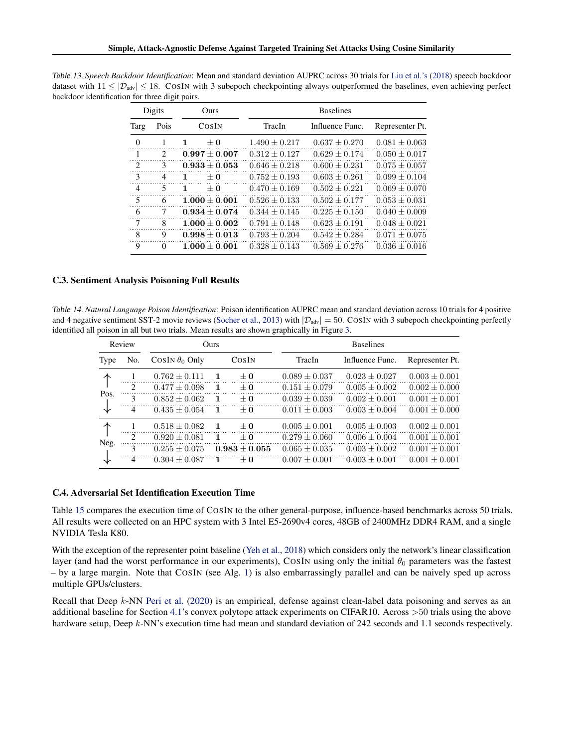*Table 13. Speech Backdoor Identification*: Mean and standard deviation AUPRC across 30 trials for Liu et al.'s (2018) speech backdoor dataset with $11 \leq |\mathcal{D}_{\text{adv}}| \leq 18$. CosIn with 3 subepoch checkpointing always outperformed the baselines, even achieving perfect backdoor identification for three digit pairs.

| Digits | | Ours | Baselines | | |
|---|---|---|---|---|---|
| Targ | Pois | CosIn | TracIn | Influence Func. | Representer Pt. |
| 0 | 1 | $\mathbf{1} \pm \mathbf{0}$ | $1.490 \pm 0.217$ | $0.637 \pm 0.270$ | $0.081 \pm 0.063$ |
| 1 | 2 | $\mathbf{0.997} \pm \mathbf{0.007}$ | $0.312 \pm 0.127$ | $0.629 \pm 0.174$ | $0.050 \pm 0.017$ |
| 2 | 3 | $\mathbf{0.933} \pm \mathbf{0.053}$ | $0.646 \pm 0.218$ | $0.600 \pm 0.231$ | $0.075 \pm 0.057$ |
| 3 | 4 | $\mathbf{1} \pm \mathbf{0}$ | $0.752 \pm 0.193$ | $0.603 \pm 0.261$ | $0.099 \pm 0.104$ |
| 4 | 5 | $\mathbf{1} \pm \mathbf{0}$ | $0.470 \pm 0.169$ | $0.502 \pm 0.221$ | $0.069 \pm 0.070$ |
| 5 | 6 | $\mathbf{1.000} \pm \mathbf{0.001}$ | $0.526 \pm 0.133$ | $0.502 \pm 0.177$ | $0.053 \pm 0.031$ |
| 6 | 7 | $\mathbf{0.934} \pm \mathbf{0.074}$ | $0.344 \pm 0.145$ | $0.225 \pm 0.150$ | $0.040 \pm 0.009$ |
| 7 | 8 | $\mathbf{1.000} \pm \mathbf{0.002}$ | $0.791 \pm 0.148$ | $0.623 \pm 0.191$ | $0.048 \pm 0.021$ |
| 8 | 9 | $\mathbf{0.998} \pm \mathbf{0.013}$ | $0.793 \pm 0.204$ | $0.542 \pm 0.284$ | $0.071 \pm 0.075$ |
| 9 | 0 | $\mathbf{1.000} \pm \mathbf{0.001}$ | $0.328 \pm 0.143$ | $0.569 \pm 0.276$ | $0.036 \pm 0.016$ |

### C.3. Sentiment Analysis Poisoning Full Results

*Table 14. Natural Language Poison Identification*: Poison identification AUPRC mean and standard deviation across 10 trials for 4 positive and 4 negative sentiment SST-2 movie reviews (Socher et al., 2013) with $|\mathcal{D}_{\text{adv}}| = 50$. CosIn with 3 subepoch checkpointing perfectly identified all poison in all but two trials. Mean results are shown graphically in Figure 3.

| Review | | Ours | | Baselines | | |
|---|---|---|---|---|---|---|
| Type | No. | CosIn $\theta_0$ Only | CosIn | TracIn | Influence Func. | Representer Pt. |
| Pos. | 1 | $0.762 \pm 0.111$ | $\mathbf{1} \pm \mathbf{0}$ | $0.089 \pm 0.037$ | $0.023 \pm 0.027$ | $0.003 \pm 0.001$ |
| | 2 | $0.477 \pm 0.098$ | $\mathbf{1} \pm \mathbf{0}$ | $0.151 \pm 0.079$ | $0.005 \pm 0.002$ | $0.002 \pm 0.000$ |
| | 3 | $0.852 \pm 0.062$ | $\mathbf{1} \pm \mathbf{0}$ | $0.039 \pm 0.039$ | $0.002 \pm 0.001$ | $0.001 \pm 0.001$ |
| | 4 | $0.435 \pm 0.054$ | $\mathbf{1} \pm \mathbf{0}$ | $0.011 \pm 0.003$ | $0.003 \pm 0.004$ | $0.001 \pm 0.000$ |
| Neg. | 1 | $0.518 \pm 0.082$ | $\mathbf{1} \pm \mathbf{0}$ | $0.005 \pm 0.001$ | $0.005 \pm 0.003$ | $0.002 \pm 0.001$ |
| | 2 | $0.920 \pm 0.081$ | $\mathbf{1} \pm \mathbf{0}$ | $0.279 \pm 0.060$ | $0.006 \pm 0.004$ | $0.001 \pm 0.001$ |
| | 3 | $0.255 \pm 0.075$ | $\mathbf{0.983} \pm \mathbf{0.055}$ | $0.065 \pm 0.035$ | $0.003 \pm 0.002$ | $0.001 \pm 0.001$ |
| | 4 | $0.304 \pm 0.087$ | $\mathbf{1} \pm \mathbf{0}$ | $0.007 \pm 0.001$ | $0.003 \pm 0.001$ | $0.001 \pm 0.001$ |

### C.4. Adversarial Set Identification Execution Time

Table 15 compares the execution time of CosIn to the other general-purpose, influence-based benchmarks across 50 trials. All results were collected on an HPC system with 3 Intel E5-2690v4 cores, 48GB of 2400MHz DDR4 RAM, and a single NVIDIA Tesla K80.

With the exception of the representer point baseline (Yeh et al., 2018) which considers only the network's linear classification layer (and had the worst performance in our experiments), CosIn using only the initial $\theta_0$ parameters was the fastest – by a large margin. Note that CosIn (see Alg. 1) is also embarrassingly parallel and can be naively sped up across multiple GPUs/clusters.

Recall that Deep $k$-NN Peri et al. (2020) is an empirical, defense against clean-label data poisoning and serves as an additional baseline for Section 4.1's convex polytope attack experiments on CIFAR10. Across >50 trials using the above hardware setup, Deep $k$-NN's execution time had mean and standard deviation of 242 seconds and 1.1 seconds respectively.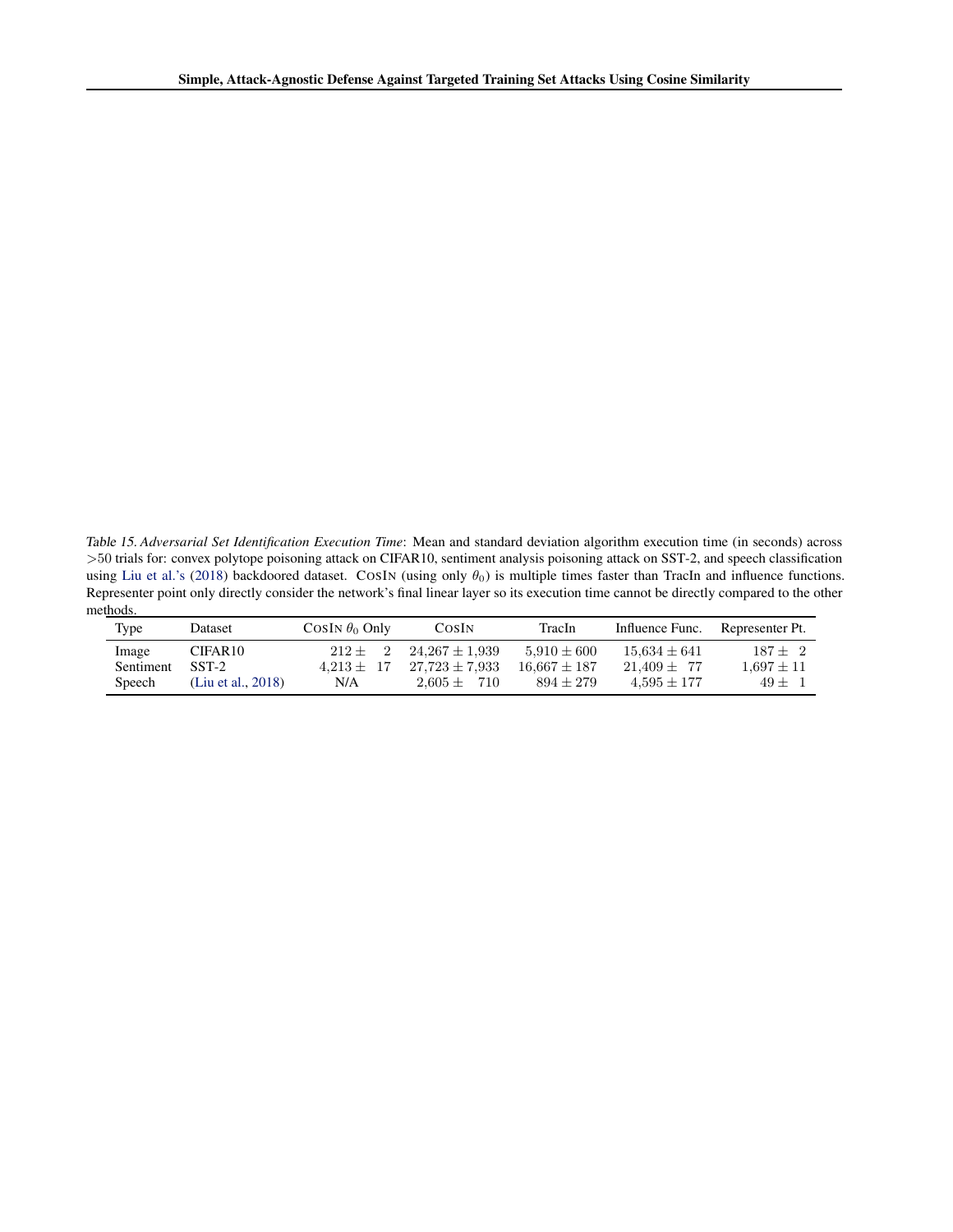*Table 15. Adversarial Set Identification Execution Time*: Mean and standard deviation algorithm execution time (in seconds) across >50 trials for: convex polytope poisoning attack on CIFAR10, sentiment analysis poisoning attack on SST-2, and speech classification using Liu et al.'s (2018) backdoored dataset. CosIn (using only $\theta_0$) is multiple times faster than TracIn and influence functions. Representer point only directly consider the network's final linear layer so its execution time cannot be directly compared to the other methods.

| Type | Dataset | CosIn $\theta_0$ Only | CosIn | TracIn | Influence Func. | Representer Pt. |
|---|---|---|---|---|---|---|
| Image | CIFAR10 | $212 \pm 2$ | $24{,}267 \pm 1{,}939$ | $5{,}910 \pm 600$ | $15{,}634 \pm 641$ | $187 \pm 2$ |
| Sentiment | SST-2 | $4{,}213 \pm 17$ | $27{,}723 \pm 7{,}933$ | $16{,}667 \pm 187$ | $21{,}409 \pm 77$ | $1{,}697 \pm 11$ |
| Speech | (Liu et al., 2018) | N/A | $2{,}605 \pm 710$ | $894 \pm 279$ | $4{,}595 \pm 177$ | $49 \pm 1$ |